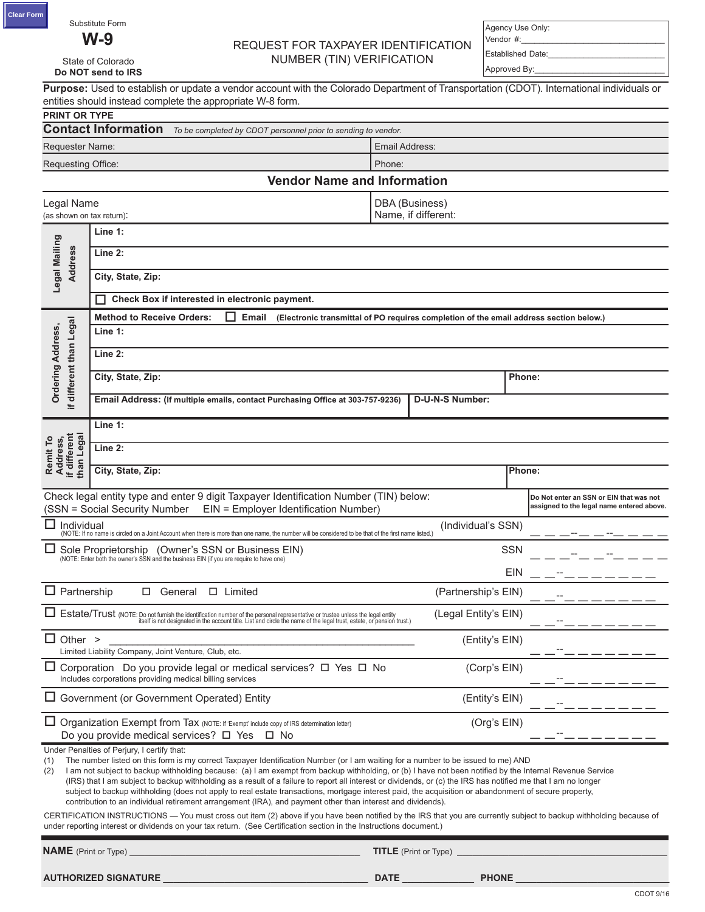Clear Form

Substitute Form
# W-9
State of Colorado
**Do NOT send to IRS**

## REQUEST FOR TAXPAYER IDENTIFICATION NUMBER (TIN) VERIFICATION

Agency Use Only:
Vendor #:______________________________
Established Date:______________________
Approved By:__________________________

**Purpose:** Used to establish or update a vendor account with the Colorado Department of Transportation (CDOT). International individuals or entities should instead complete the appropriate W-8 form.

**PRINT OR TYPE**

## Contact Information
*To be completed by CDOT personnel prior to sending to vendor.*

| Requester Name: | Email Address: |
|---|---|
| Requesting Office: | Phone: |

## Vendor Name and Information

| Legal Name (as shown on tax return): | DBA (Business) Name, if different: |
|---|---|

**Legal Mailing Address**

**Line 1:**

**Line 2:**

**City, State, Zip:**

☐ **Check Box if interested in electronic payment.**

**Ordering Address, if different than Legal**

**Method to Receive Orders:** ☐ **Email** **(Electronic transmittal of PO requires completion of the email address section below.)**

**Line 1:**

**Line 2:**

**City, State, Zip:** | **Phone:**

**Email Address: (If multiple emails, contact Purchasing Office at 303-757-9236)** | **D-U-N-S Number:**

**Remit To Address, if different than Legal**

**Line 1:**

**Line 2:**

**City, State, Zip:** | **Phone:**

Check legal entity type and enter 9 digit Taxpayer Identification Number (TIN) below:
(SSN = Social Security Number EIN = Employer Identification Number)

**Do Not enter an SSN or EIN that was not assigned to the legal name entered above.**

☐ Individual (NOTE: If no name is circled on a Joint Account when there is more than one name, the number will be considered to be that of the first name listed.) — (Individual's SSN) _ _ _-_ _-_ _ _ _

☐ Sole Proprietorship (Owner's SSN or Business EIN) (NOTE: Enter both the owner's SSN and the business EIN (if you are require to have one)) — SSN _ _ _-_ _-_ _ _ _ — EIN _ _-_ _ _ _ _ _ _

☐ Partnership ☐ General ☐ Limited — (Partnership's EIN) _ _-_ _ _ _ _ _ _

☐ Estate/Trust (NOTE: Do not furnish the identification number of the personal representative or trustee unless the legal entity itself is not designated in the account title. List and circle the name of the legal trust, estate, or pension trust.) — (Legal Entity's EIN) _ _-_ _ _ _ _ _ _

☐ Other > ______________________________ Limited Liability Company, Joint Venture, Club, etc. — (Entity's EIN) _ _-_ _ _ _ _ _ _

☐ Corporation Do you provide legal or medical services? ☐ Yes ☐ No — Includes corporations providing medical billing services — (Corp's EIN) _ _-_ _ _ _ _ _ _

☐ Government (or Government Operated) Entity — (Entity's EIN) _ _-_ _ _ _ _ _ _

☐ Organization Exempt from Tax (NOTE: If 'Exempt' include copy of IRS determination letter) Do you provide medical services? ☐ Yes ☐ No — (Org's EIN) _ _-_ _ _ _ _ _ _

Under Penalties of Perjury, I certify that:

(1) The number listed on this form is my correct Taxpayer Identification Number (or I am waiting for a number to be issued to me) AND

(2) I am not subject to backup withholding because: (a) I am exempt from backup withholding, or (b) I have not been notified by the Internal Revenue Service (IRS) that I am subject to backup withholding as a result of a failure to report all interest or dividends, or (c) the IRS has notified me that I am no longer subject to backup withholding (does not apply to real estate transactions, mortgage interest paid, the acquisition or abandonment of secure property, contribution to an individual retirement arrangement (IRA), and payment other than interest and dividends).

CERTIFICATION INSTRUCTIONS — You must cross out item (2) above if you have been notified by the IRS that you are currently subject to backup withholding because of under reporting interest or dividends on your tax return. (See Certification section in the Instructions document.)

**NAME** (Print or Type) ______________________ **TITLE** (Print or Type) ______________________

**AUTHORIZED SIGNATURE** ______________________ **DATE** __________ **PHONE** ______________

CDOT 9/16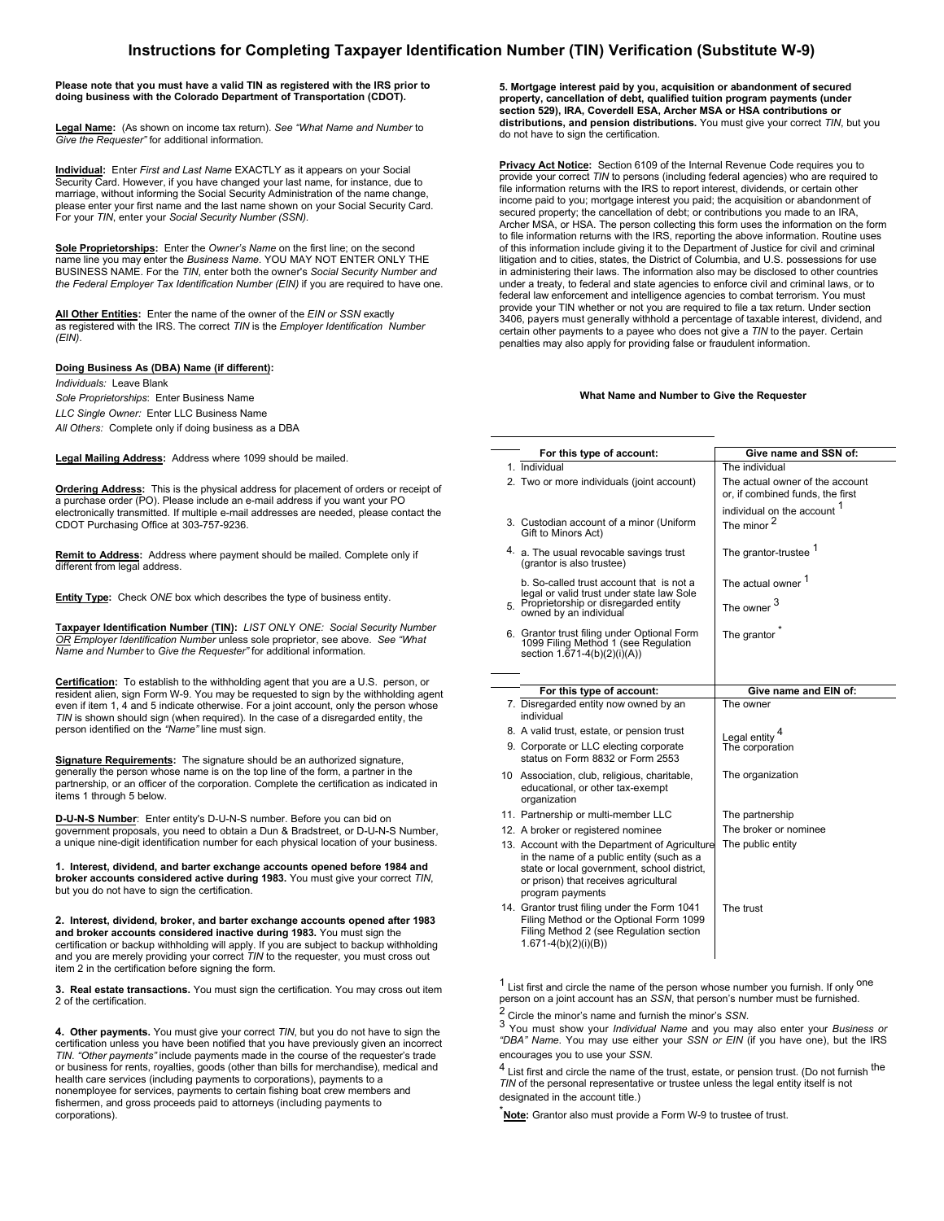# Instructions for Completing Taxpayer Identification Number (TIN) Verification (Substitute W-9)

**Please note that you must have a valid TIN as registered with the IRS prior to doing business with the Colorado Department of Transportation (CDOT).**

**Legal Name:** (As shown on income tax return). *See "What Name and Number* to *Give the Requester"* for additional information.

**Individual:** Enter *First and Last Name* EXACTLY as it appears on your Social Security Card. However, if you have changed your last name, for instance, due to marriage, without informing the Social Security Administration of the name change, please enter your first name and the last name shown on your Social Security Card. For your *TIN*, enter your *Social Security Number (SSN).*

**Sole Proprietorships:** Enter the *Owner's Name* on the first line; on the second name line you may enter the *Business Name*. YOU MAY NOT ENTER ONLY THE BUSINESS NAME. For the *TIN*, enter both the owner's *Social Security Number and the Federal Employer Tax Identification Number (EIN)* if you are required to have one.

**All Other Entities:** Enter the name of the owner of the *EIN or SSN* exactly as registered with the IRS. The correct *TIN* is the *Employer Identification Number (EIN)*.

**Doing Business As (DBA) Name (if different):**

*Individuals:* Leave Blank

*Sole Proprietorships*: Enter Business Name

*LLC Single Owner:* Enter LLC Business Name

*All Others:* Complete only if doing business as a DBA

**Legal Mailing Address:** Address where 1099 should be mailed.

**Ordering Address:** This is the physical address for placement of orders or receipt of a purchase order (PO). Please include an e-mail address if you want your PO electronically transmitted. If multiple e-mail addresses are needed, please contact the CDOT Purchasing Office at 303-757-9236.

**Remit to Address:** Address where payment should be mailed. Complete only if different from legal address.

**Entity Type:** Check *ONE* box which describes the type of business entity.

**Taxpayer Identification Number (TIN):** *LIST ONLY ONE: Social Security Number OR Employer Identification Number* unless sole proprietor, see above. *See "What Name and Number* to *Give the Requester"* for additional information.

**Certification:** To establish to the withholding agent that you are a U.S. person, or resident alien, sign Form W-9. You may be requested to sign by the withholding agent even if item 1, 4 and 5 indicate otherwise. For a joint account, only the person whose *TIN* is shown should sign (when required). In the case of a disregarded entity, the person identified on the *"Name"* line must sign.

**Signature Requirements:** The signature should be an authorized signature, generally the person whose name is on the top line of the form, a partner in the partnership, or an officer of the corporation. Complete the certification as indicated in items 1 through 5 below.

**D-U-N-S Number**: Enter entity's D-U-N-S number. Before you can bid on government proposals, you need to obtain a Dun & Bradstreet, or D-U-N-S Number, a unique nine-digit identification number for each physical location of your business.

**1. Interest, dividend, and barter exchange accounts opened before 1984 and broker accounts considered active during 1983.** You must give your correct *TIN*, but you do not have to sign the certification.

**2. Interest, dividend, broker, and barter exchange accounts opened after 1983 and broker accounts considered inactive during 1983.** You must sign the certification or backup withholding will apply. If you are subject to backup withholding and you are merely providing your correct *TIN* to the requester, you must cross out item 2 in the certification before signing the form.

**3. Real estate transactions.** You must sign the certification. You may cross out item 2 of the certification.

**4. Other payments.** You must give your correct *TIN*, but you do not have to sign the certification unless you have been notified that you have previously given an incorrect *TIN*. *"Other payments"* include payments made in the course of the requester's trade or business for rents, royalties, goods (other than bills for merchandise), medical and health care services (including payments to corporations), payments to a nonemployee for services, payments to certain fishing boat crew members and fishermen, and gross proceeds paid to attorneys (including payments to corporations).

**5. Mortgage interest paid by you, acquisition or abandonment of secured property, cancellation of debt, qualified tuition program payments (under section 529), IRA, Coverdell ESA, Archer MSA or HSA contributions or distributions, and pension distributions.** You must give your correct *TIN*, but you do not have to sign the certification.

**Privacy Act Notice:** Section 6109 of the Internal Revenue Code requires you to provide your correct *TIN* to persons (including federal agencies) who are required to file information returns with the IRS to report interest, dividends, or certain other income paid to you; mortgage interest you paid; the acquisition or abandonment of secured property; the cancellation of debt; or contributions you made to an IRA, Archer MSA, or HSA. The person collecting this form uses the information on the form to file information returns with the IRS, reporting the above information. Routine uses of this information include giving it to the Department of Justice for civil and criminal litigation and to cities, states, the District of Columbia, and U.S. possessions for use in administering their laws. The information also may be disclosed to other countries under a treaty, to federal and state agencies to enforce civil and criminal laws, or to federal law enforcement and intelligence agencies to combat terrorism. You must provide your TIN whether or not you are required to file a tax return. Under section 3406, payers must generally withhold a percentage of taxable interest, dividend, and certain other payments to a payee who does not give a *TIN* to the payer. Certain penalties may also apply for providing false or fraudulent information.

### What Name and Number to Give the Requester

| For this type of account: | Give name and SSN of: |
|---|---|
| 1. Individual | The individual |
| 2. Two or more individuals (joint account) | The actual owner of the account or, if combined funds, the first individual on the account [1] |
| 3. Custodian account of a minor (Uniform Gift to Minors Act) | The minor [2] |
| 4. a. The usual revocable savings trust (grantor is also trustee) | The grantor-trustee [1] |
| b. So-called trust account that is not a legal or valid trust under state law | The actual owner [1] |
| 5. Sole Proprietorship or disregarded entity owned by an individual | The owner [3] |
| 6. Grantor trust filing under Optional Form 1099 Filing Method 1 (see Regulation section 1.671-4(b)(2)(i)(A)) | The grantor [*] |

| For this type of account: | Give name and EIN of: |
|---|---|
| 7. Disregarded entity now owned by an individual | The owner |
| 8. A valid trust, estate, or pension trust | Legal entity [4] |
| 9. Corporate or LLC electing corporate status on Form 8832 or Form 2553 | The corporation |
| 10 Association, club, religious, charitable, educational, or other tax-exempt organization | The organization |
| 11. Partnership or multi-member LLC | The partnership |
| 12. A broker or registered nominee | The broker or nominee |
| 13. Account with the Department of Agriculture in the name of a public entity (such as a state or local government, school district, or prison) that receives agricultural program payments | The public entity |
| 14. Grantor trust filing under the Form 1041 Filing Method or the Optional Form 1099 Filing Method 2 (see Regulation section 1.671-4(b)(2)(i)(B)) | The trust |

[1] List first and circle the name of the person whose number you furnish. If only one person on a joint account has an *SSN*, that person's number must be furnished.

[2] Circle the minor's name and furnish the minor's *SSN*.

[3] You must show your *Individual Name* and you may also enter your *Business or "DBA" Name*. You may use either your *SSN or EIN* (if you have one), but the IRS encourages you to use your *SSN*.

[4] List first and circle the name of the trust, estate, or pension trust. (Do not furnish the *TIN* of the personal representative or trustee unless the legal entity itself is not designated in the account title.)

[*] **Note:** Grantor also must provide a Form W-9 to trustee of trust.